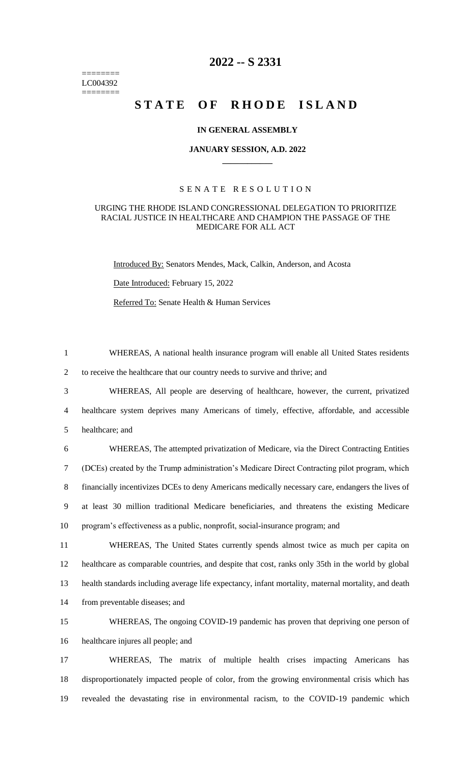# 2022 -- S 2331

========
LC004392
========

# STATE OF RHODE ISLAND

### IN GENERAL ASSEMBLY

### JANUARY SESSION, A.D. 2022

## SENATE RESOLUTION

### URGING THE RHODE ISLAND CONGRESSIONAL DELEGATION TO PRIORITIZE RACIAL JUSTICE IN HEALTHCARE AND CHAMPION THE PASSAGE OF THE MEDICARE FOR ALL ACT

Introduced By: Senators Mendes, Mack, Calkin, Anderson, and Acosta

Date Introduced: February 15, 2022

Referred To: Senate Health & Human Services

WHEREAS, A national health insurance program will enable all United States residents to receive the healthcare that our country needs to survive and thrive; and

WHEREAS, All people are deserving of healthcare, however, the current, privatized healthcare system deprives many Americans of timely, effective, affordable, and accessible healthcare; and

WHEREAS, The attempted privatization of Medicare, via the Direct Contracting Entities (DCEs) created by the Trump administration's Medicare Direct Contracting pilot program, which financially incentivizes DCEs to deny Americans medically necessary care, endangers the lives of at least 30 million traditional Medicare beneficiaries, and threatens the existing Medicare program's effectiveness as a public, nonprofit, social-insurance program; and

WHEREAS, The United States currently spends almost twice as much per capita on healthcare as comparable countries, and despite that cost, ranks only 35th in the world by global health standards including average life expectancy, infant mortality, maternal mortality, and death from preventable diseases; and

WHEREAS, The ongoing COVID-19 pandemic has proven that depriving one person of healthcare injures all people; and

WHEREAS, The matrix of multiple health crises impacting Americans has disproportionately impacted people of color, from the growing environmental crisis which has revealed the devastating rise in environmental racism, to the COVID-19 pandemic which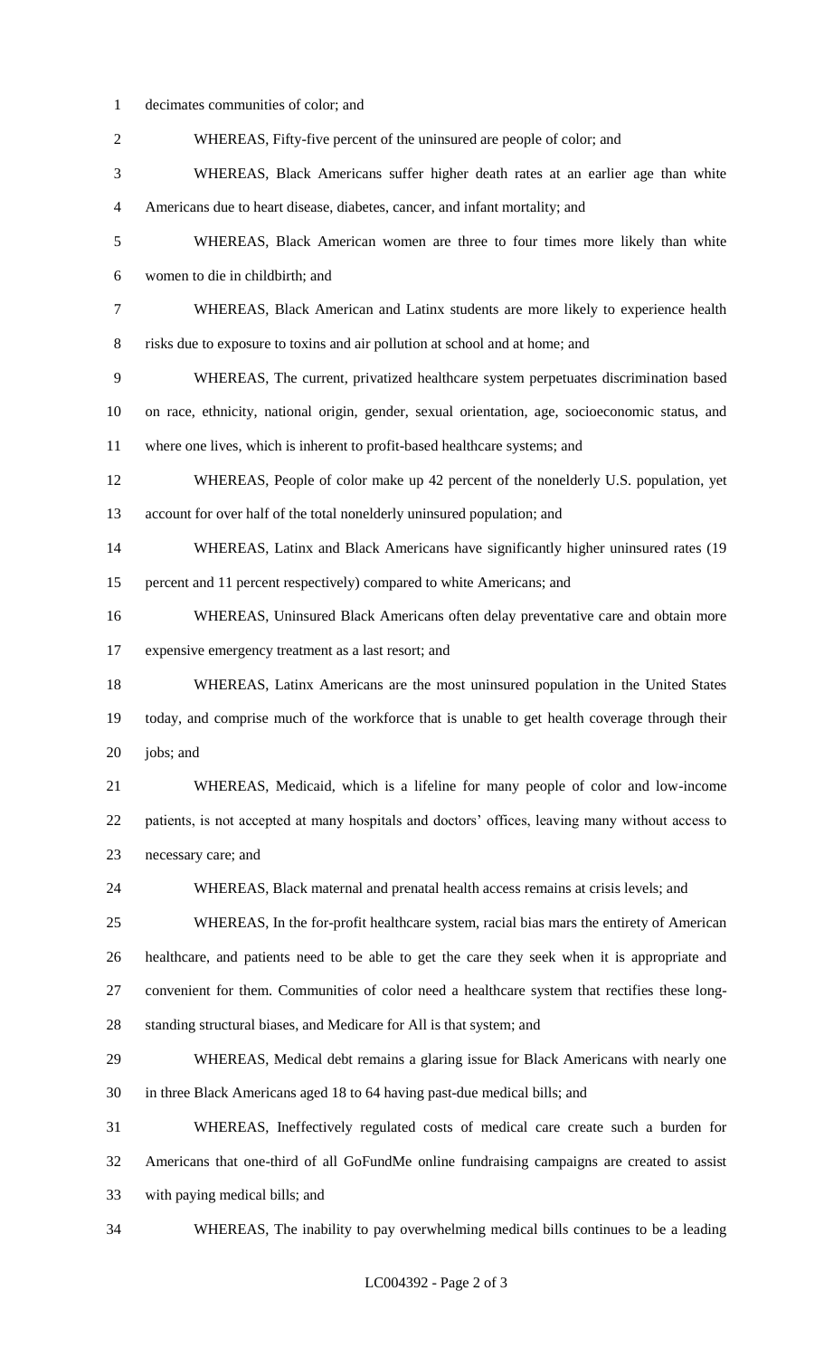decimates communities of color; and

WHEREAS, Fifty-five percent of the uninsured are people of color; and

WHEREAS, Black Americans suffer higher death rates at an earlier age than white Americans due to heart disease, diabetes, cancer, and infant mortality; and

WHEREAS, Black American women are three to four times more likely than white women to die in childbirth; and

WHEREAS, Black American and Latinx students are more likely to experience health risks due to exposure to toxins and air pollution at school and at home; and

WHEREAS, The current, privatized healthcare system perpetuates discrimination based on race, ethnicity, national origin, gender, sexual orientation, age, socioeconomic status, and where one lives, which is inherent to profit-based healthcare systems; and

WHEREAS, People of color make up 42 percent of the nonelderly U.S. population, yet account for over half of the total nonelderly uninsured population; and

WHEREAS, Latinx and Black Americans have significantly higher uninsured rates (19 percent and 11 percent respectively) compared to white Americans; and

WHEREAS, Uninsured Black Americans often delay preventative care and obtain more expensive emergency treatment as a last resort; and

WHEREAS, Latinx Americans are the most uninsured population in the United States today, and comprise much of the workforce that is unable to get health coverage through their jobs; and

WHEREAS, Medicaid, which is a lifeline for many people of color and low-income patients, is not accepted at many hospitals and doctors' offices, leaving many without access to necessary care; and

WHEREAS, Black maternal and prenatal health access remains at crisis levels; and

WHEREAS, In the for-profit healthcare system, racial bias mars the entirety of American healthcare, and patients need to be able to get the care they seek when it is appropriate and convenient for them. Communities of color need a healthcare system that rectifies these long-standing structural biases, and Medicare for All is that system; and

WHEREAS, Medical debt remains a glaring issue for Black Americans with nearly one in three Black Americans aged 18 to 64 having past-due medical bills; and

WHEREAS, Ineffectively regulated costs of medical care create such a burden for Americans that one-third of all GoFundMe online fundraising campaigns are created to assist with paying medical bills; and

WHEREAS, The inability to pay overwhelming medical bills continues to be a leading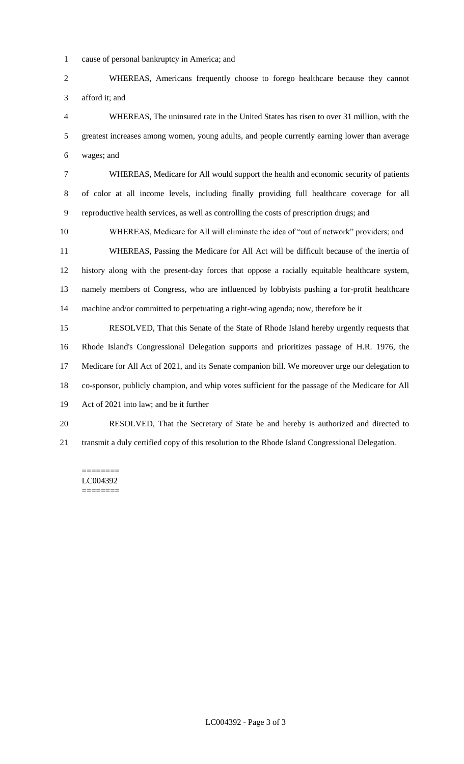cause of personal bankruptcy in America; and

WHEREAS, Americans frequently choose to forego healthcare because they cannot afford it; and

WHEREAS, The uninsured rate in the United States has risen to over 31 million, with the greatest increases among women, young adults, and people currently earning lower than average wages; and

WHEREAS, Medicare for All would support the health and economic security of patients of color at all income levels, including finally providing full healthcare coverage for all reproductive health services, as well as controlling the costs of prescription drugs; and

WHEREAS, Medicare for All will eliminate the idea of "out of network" providers; and

WHEREAS, Passing the Medicare for All Act will be difficult because of the inertia of history along with the present-day forces that oppose a racially equitable healthcare system, namely members of Congress, who are influenced by lobbyists pushing a for-profit healthcare machine and/or committed to perpetuating a right-wing agenda; now, therefore be it

RESOLVED, That this Senate of the State of Rhode Island hereby urgently requests that Rhode Island's Congressional Delegation supports and prioritizes passage of H.R. 1976, the Medicare for All Act of 2021, and its Senate companion bill. We moreover urge our delegation to co-sponsor, publicly champion, and whip votes sufficient for the passage of the Medicare for All Act of 2021 into law; and be it further

RESOLVED, That the Secretary of State be and hereby is authorized and directed to transmit a duly certified copy of this resolution to the Rhode Island Congressional Delegation.

========
LC004392
========